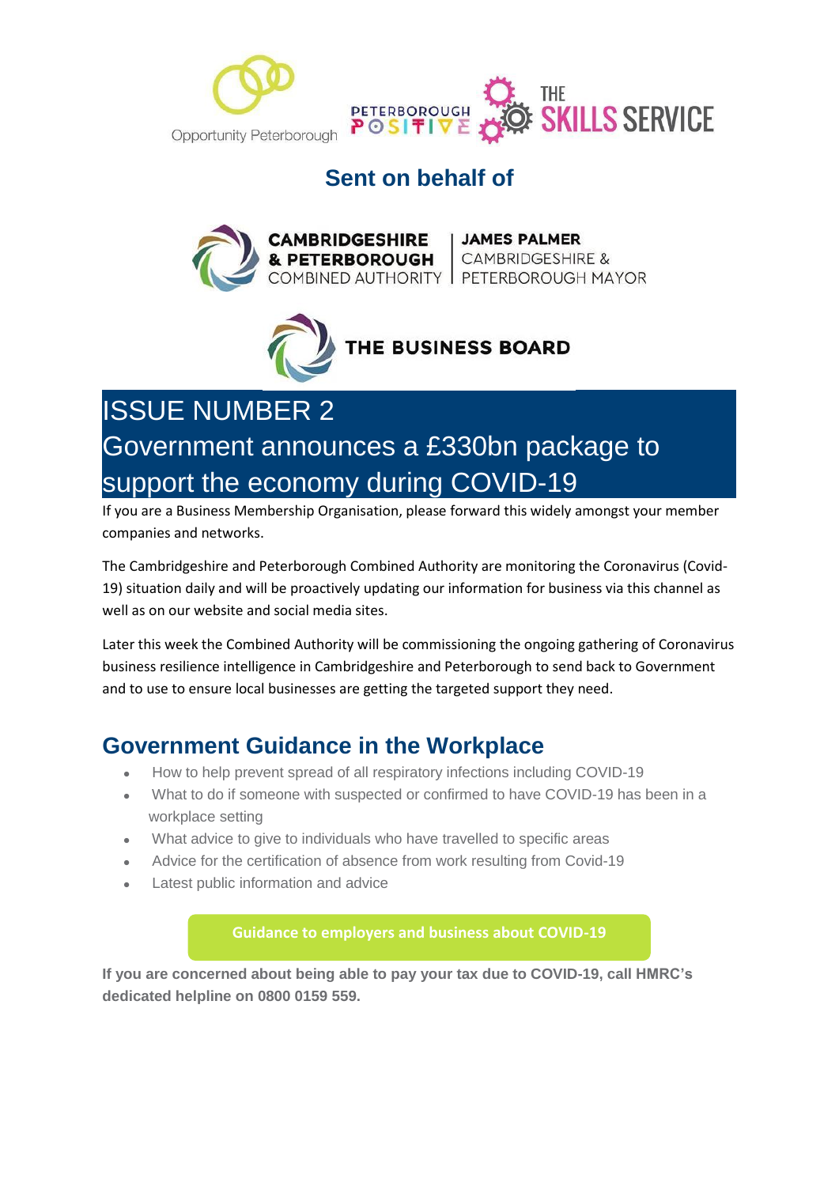Opportunity Peterborough

PETERBOROUGH POSITIVE

THE SKILLS SERVICE

## Sent on behalf of

CAMBRIDGESHIRE & PETERBOROUGH COMBINED AUTHORITY | JAMES PALMER CAMBRIDGESHIRE & PETERBOROUGH MAYOR

THE BUSINESS BOARD

# ISSUE NUMBER 2
# Government announces a £330bn package to support the economy during COVID-19

If you are a Business Membership Organisation, please forward this widely amongst your member companies and networks.

The Cambridgeshire and Peterborough Combined Authority are monitoring the Coronavirus (Covid-19) situation daily and will be proactively updating our information for business via this channel as well as on our website and social media sites.

Later this week the Combined Authority will be commissioning the ongoing gathering of Coronavirus business resilience intelligence in Cambridgeshire and Peterborough to send back to Government and to use to ensure local businesses are getting the targeted support they need.

## Government Guidance in the Workplace

- How to help prevent spread of all respiratory infections including COVID-19
- What to do if someone with suspected or confirmed to have COVID-19 has been in a workplace setting
- What advice to give to individuals who have travelled to specific areas
- Advice for the certification of absence from work resulting from Covid-19
- Latest public information and advice

**Guidance to employers and business about COVID-19**

**If you are concerned about being able to pay your tax due to COVID-19, call HMRC's dedicated helpline on 0800 0159 559.**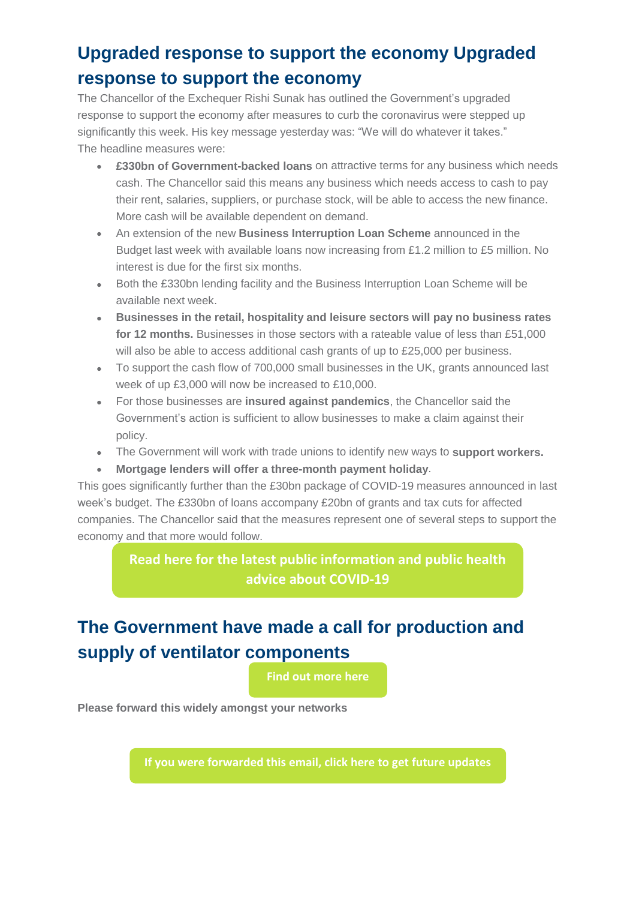## Upgraded response to support the economy Upgraded response to support the economy

The Chancellor of the Exchequer Rishi Sunak has outlined the Government's upgraded response to support the economy after measures to curb the coronavirus were stepped up significantly this week. His key message yesterday was: "We will do whatever it takes."
The headline measures were:

- **£330bn of Government-backed loans** on attractive terms for any business which needs cash. The Chancellor said this means any business which needs access to cash to pay their rent, salaries, suppliers, or purchase stock, will be able to access the new finance. More cash will be available dependent on demand.
- An extension of the new **Business Interruption Loan Scheme** announced in the Budget last week with available loans now increasing from £1.2 million to £5 million. No interest is due for the first six months.
- Both the £330bn lending facility and the Business Interruption Loan Scheme will be available next week.
- **Businesses in the retail, hospitality and leisure sectors will pay no business rates for 12 months.** Businesses in those sectors with a rateable value of less than £51,000 will also be able to access additional cash grants of up to £25,000 per business.
- To support the cash flow of 700,000 small businesses in the UK, grants announced last week of up £3,000 will now be increased to £10,000.
- For those businesses are **insured against pandemics**, the Chancellor said the Government's action is sufficient to allow businesses to make a claim against their policy.
- The Government will work with trade unions to identify new ways to **support workers.**
- **Mortgage lenders will offer a three-month payment holiday**.

This goes significantly further than the £30bn package of COVID-19 measures announced in last week's budget. The £330bn of loans accompany £20bn of grants and tax cuts for affected companies. The Chancellor said that the measures represent one of several steps to support the economy and that more would follow.

Read here for the latest public information and public health advice about COVID-19

## The Government have made a call for production and supply of ventilator components

Find out more here

**Please forward this widely amongst your networks**

If you were forwarded this email, click here to get future updates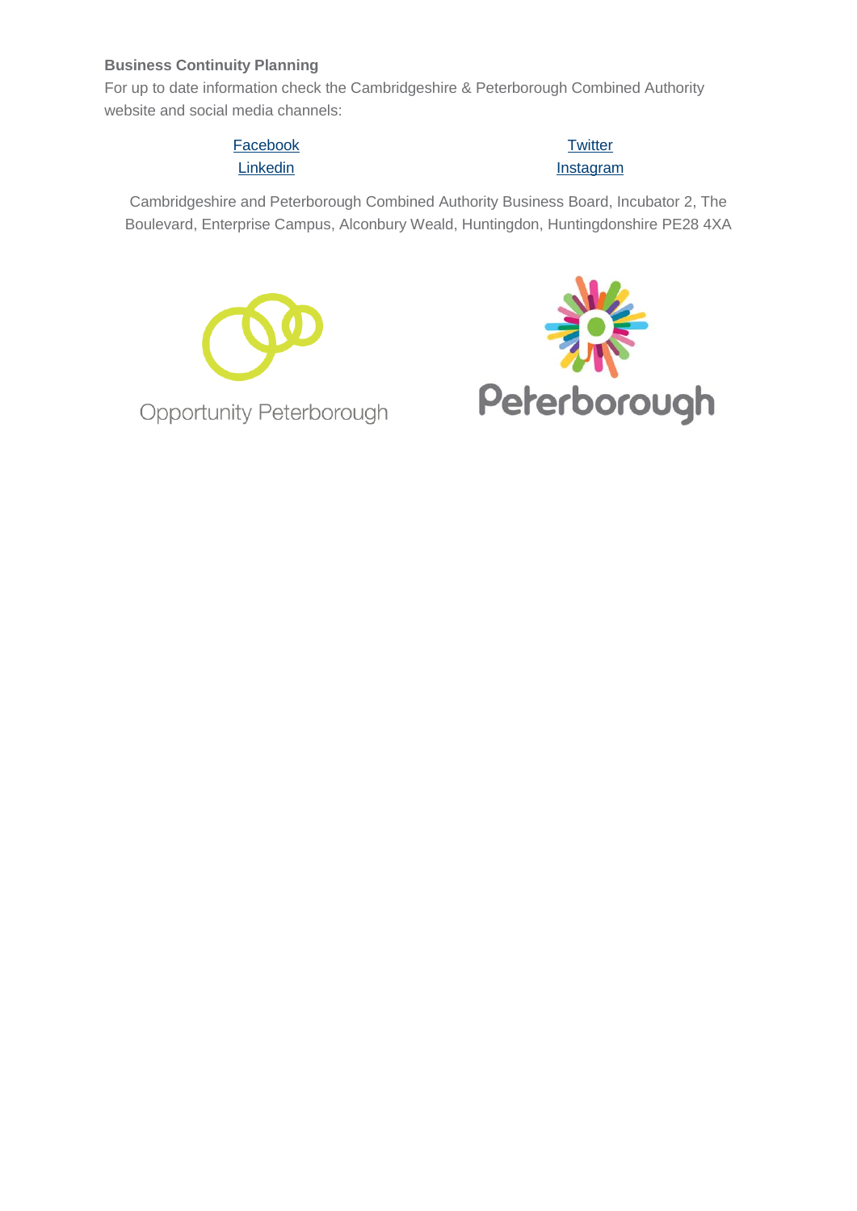**Business Continuity Planning**

For up to date information check the Cambridgeshire & Peterborough Combined Authority website and social media channels:

Facebook
Twitter
Linkedin
Instagram

Cambridgeshire and Peterborough Combined Authority Business Board, Incubator 2, The Boulevard, Enterprise Campus, Alconbury Weald, Huntingdon, Huntingdonshire PE28 4XA

Opportunity Peterborough

Peterborough